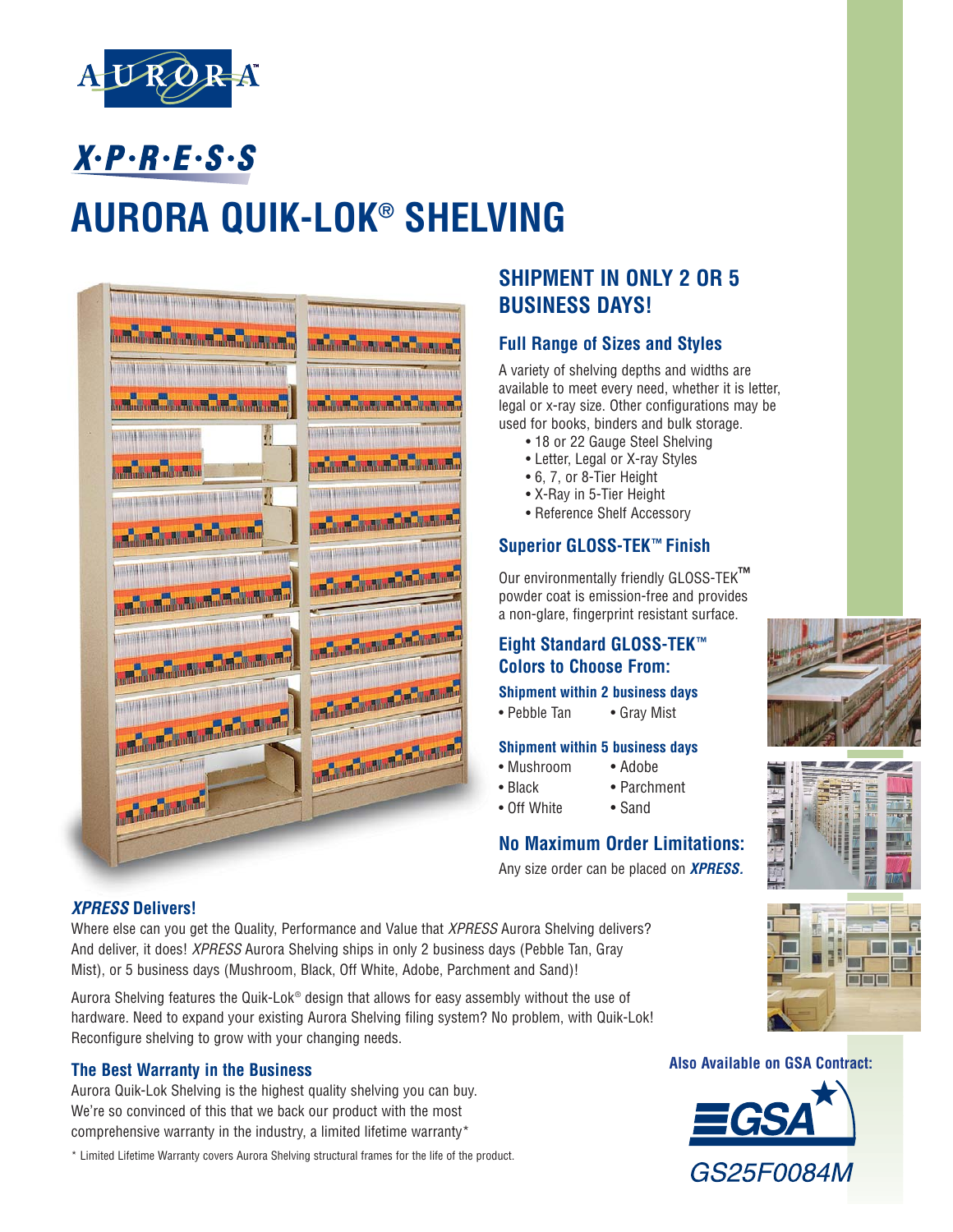AURORA™

# X·P·R·E·S·S

# AURORA QUIK-LOK® SHELVING

## SHIPMENT IN ONLY 2 OR 5 BUSINESS DAYS!

### Full Range of Sizes and Styles

A variety of shelving depths and widths are available to meet every need, whether it is letter, legal or x-ray size. Other configurations may be used for books, binders and bulk storage.

- 18 or 22 Gauge Steel Shelving
- Letter, Legal or X-ray Styles
- 6, 7, or 8-Tier Height
- X-Ray in 5-Tier Height
- Reference Shelf Accessory

### Superior GLOSS-TEK™ Finish

Our environmentally friendly GLOSS-TEK™ powder coat is emission-free and provides a non-glare, fingerprint resistant surface.

### Eight Standard GLOSS-TEK™ Colors to Choose From:

**Shipment within 2 business days**

- Pebble Tan
- Gray Mist

**Shipment within 5 business days**

- Mushroom
- Adobe
- Black
- Parchment
- Off White
- Sand

### No Maximum Order Limitations:

Any size order can be placed on ***XPRESS.***

### *XPRESS* Delivers!

Where else can you get the Quality, Performance and Value that *XPRESS* Aurora Shelving delivers? And deliver, it does! *XPRESS* Aurora Shelving ships in only 2 business days (Pebble Tan, Gray Mist), or 5 business days (Mushroom, Black, Off White, Adobe, Parchment and Sand)!

Aurora Shelving features the Quik-Lok® design that allows for easy assembly without the use of hardware. Need to expand your existing Aurora Shelving filing system? No problem, with Quik-Lok! Reconfigure shelving to grow with your changing needs.

### The Best Warranty in the Business

Aurora Quik-Lok Shelving is the highest quality shelving you can buy. We're so convinced of this that we back our product with the most comprehensive warranty in the industry, a limited lifetime warranty*

\* Limited Lifetime Warranty covers Aurora Shelving structural frames for the life of the product.

**Also Available on GSA Contract:**

GSA

*GS25F0084M*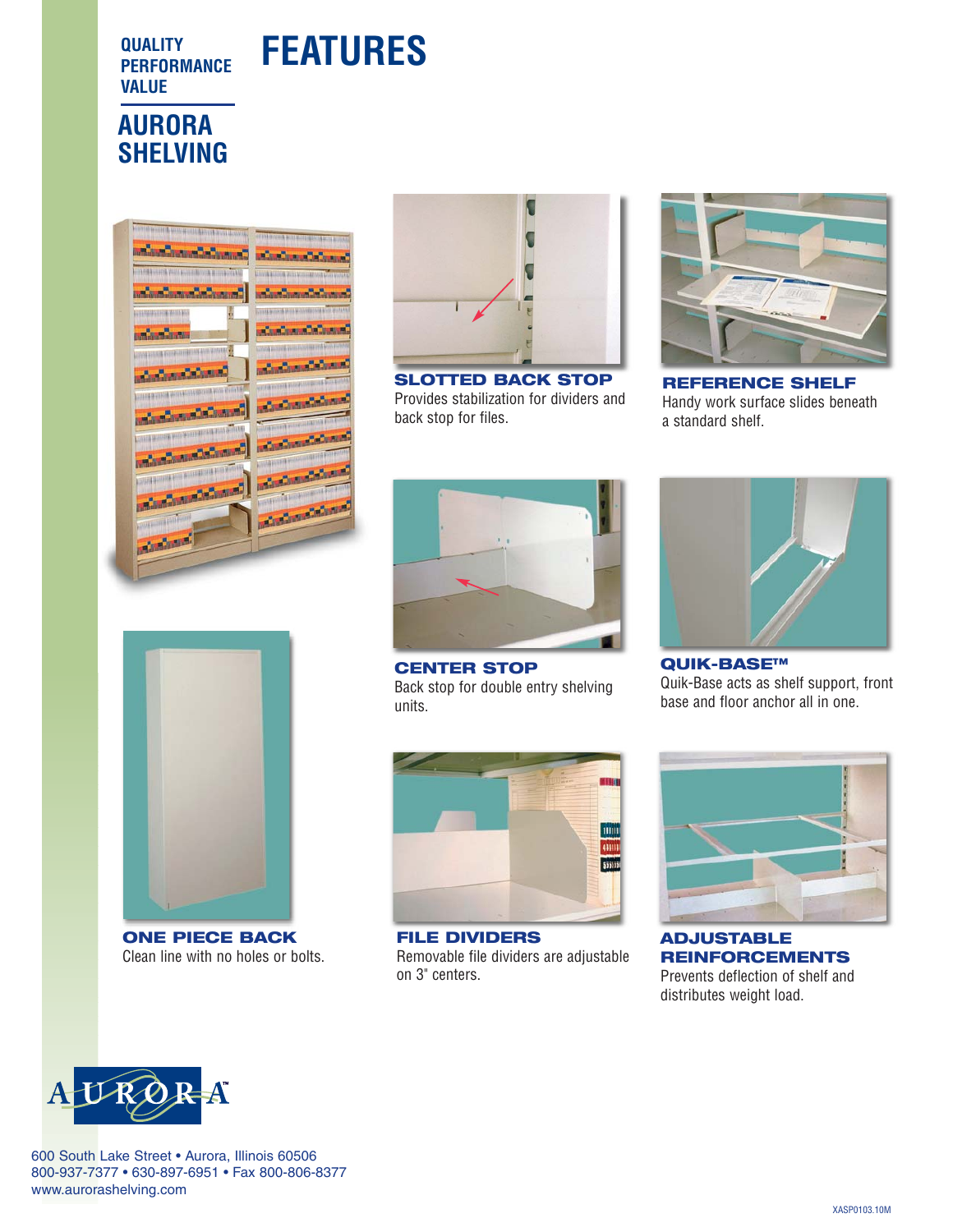QUALITY
PERFORMANCE
VALUE

# AURORA SHELVING

# FEATURES

**SLOTTED BACK STOP**
Provides stabilization for dividers and back stop for files.

**REFERENCE SHELF**
Handy work surface slides beneath a standard shelf.

**CENTER STOP**
Back stop for double entry shelving units.

**QUIK-BASE™**
Quik-Base acts as shelf support, front base and floor anchor all in one.

**ONE PIECE BACK**
Clean line with no holes or bolts.

**FILE DIVIDERS**
Removable file dividers are adjustable on 3" centers.

**ADJUSTABLE REINFORCEMENTS**
Prevents deflection of shelf and distributes weight load.

AURORA™

600 South Lake Street • Aurora, Illinois 60506
800-937-7377 • 630-897-6951 • Fax 800-806-8377
www.aurorashelving.com

XASP0103.10M